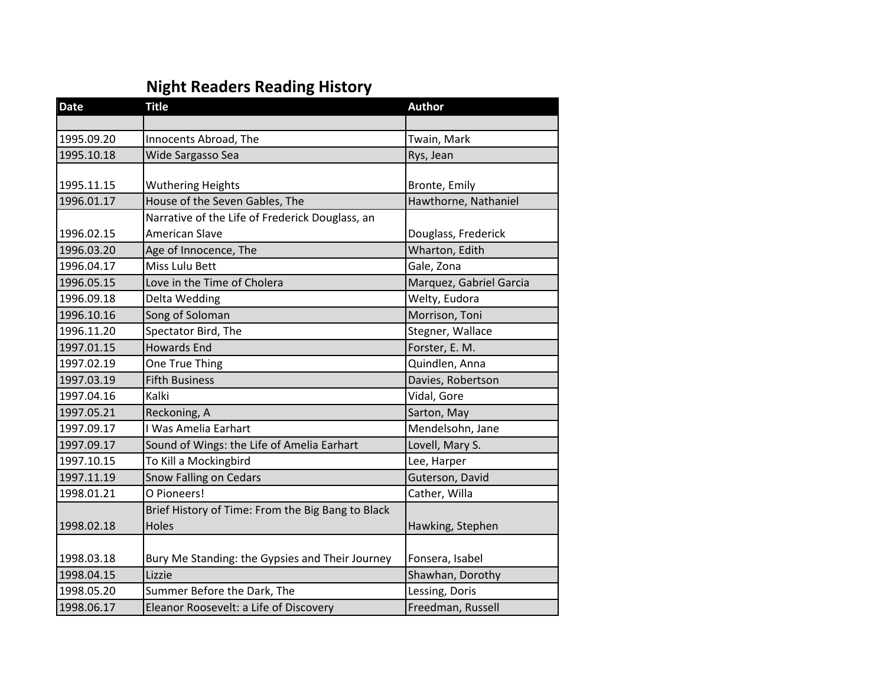## Night Readers Reading History

| Date | Title | Author |
|---|---|---|
| | | |
| 1995.09.20 | Innocents Abroad, The | Twain, Mark |
| 1995.10.18 | Wide Sargasso Sea | Rys, Jean |
| 1995.11.15 | Wuthering Heights | Bronte, Emily |
| 1996.01.17 | House of the Seven Gables, The | Hawthorne, Nathaniel |
| 1996.02.15 | Narrative of the Life of Frederick Douglass, an American Slave | Douglass, Frederick |
| 1996.03.20 | Age of Innocence, The | Wharton, Edith |
| 1996.04.17 | Miss Lulu Bett | Gale, Zona |
| 1996.05.15 | Love in the Time of Cholera | Marquez, Gabriel Garcia |
| 1996.09.18 | Delta Wedding | Welty, Eudora |
| 1996.10.16 | Song of Soloman | Morrison, Toni |
| 1996.11.20 | Spectator Bird, The | Stegner, Wallace |
| 1997.01.15 | Howards End | Forster, E. M. |
| 1997.02.19 | One True Thing | Quindlen, Anna |
| 1997.03.19 | Fifth Business | Davies, Robertson |
| 1997.04.16 | Kalki | Vidal, Gore |
| 1997.05.21 | Reckoning, A | Sarton, May |
| 1997.09.17 | I Was Amelia Earhart | Mendelsohn, Jane |
| 1997.09.17 | Sound of Wings: the Life of Amelia Earhart | Lovell, Mary S. |
| 1997.10.15 | To Kill a Mockingbird | Lee, Harper |
| 1997.11.19 | Snow Falling on Cedars | Guterson, David |
| 1998.01.21 | O Pioneers! | Cather, Willa |
| 1998.02.18 | Brief History of Time: From the Big Bang to Black Holes | Hawking, Stephen |
| 1998.03.18 | Bury Me Standing: the Gypsies and Their Journey | Fonsera, Isabel |
| 1998.04.15 | Lizzie | Shawhan, Dorothy |
| 1998.05.20 | Summer Before the Dark, The | Lessing, Doris |
| 1998.06.17 | Eleanor Roosevelt: a Life of Discovery | Freedman, Russell |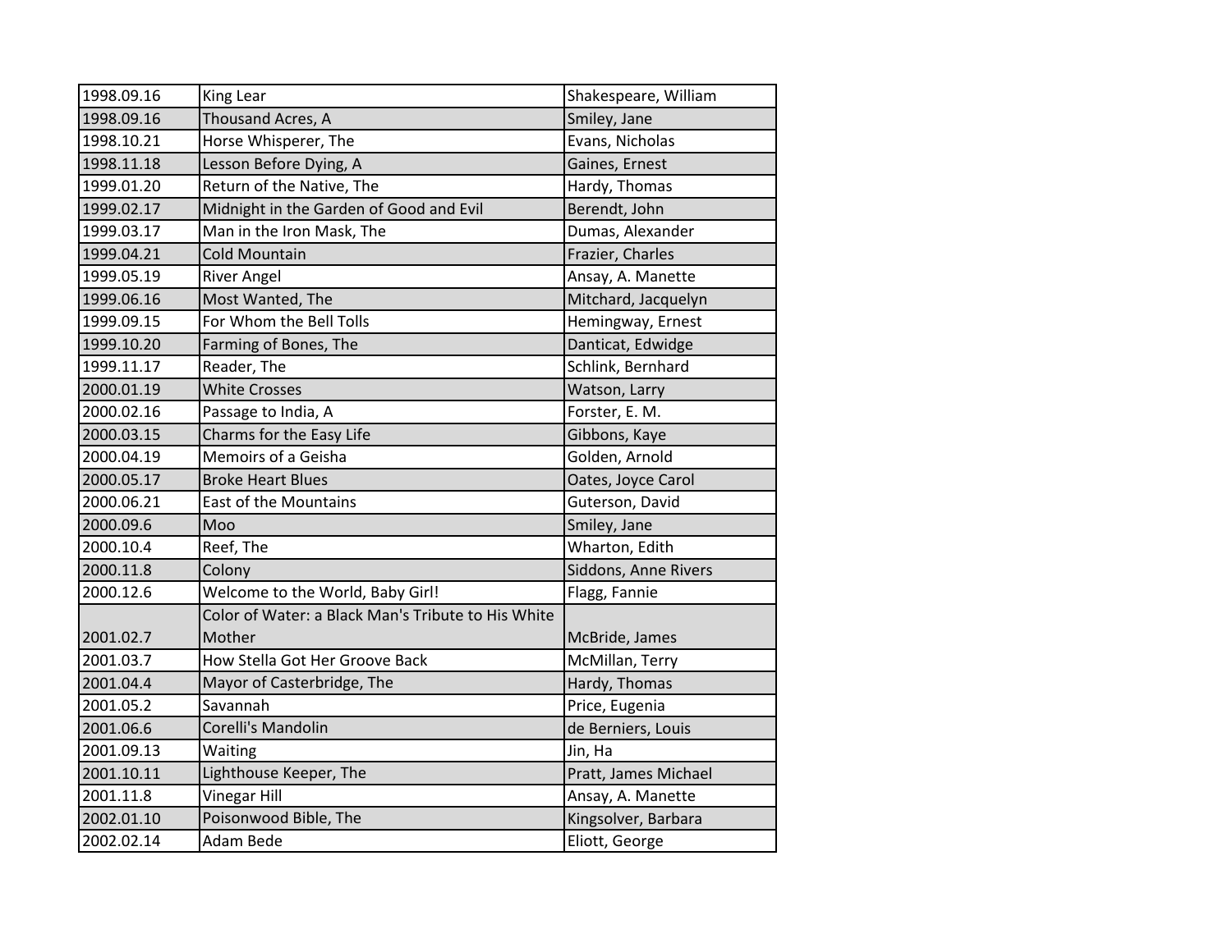| | | |
|---|---|---|
| 1998.09.16 | King Lear | Shakespeare, William |
| 1998.09.16 | Thousand Acres, A | Smiley, Jane |
| 1998.10.21 | Horse Whisperer, The | Evans, Nicholas |
| 1998.11.18 | Lesson Before Dying, A | Gaines, Ernest |
| 1999.01.20 | Return of the Native, The | Hardy, Thomas |
| 1999.02.17 | Midnight in the Garden of Good and Evil | Berendt, John |
| 1999.03.17 | Man in the Iron Mask, The | Dumas, Alexander |
| 1999.04.21 | Cold Mountain | Frazier, Charles |
| 1999.05.19 | River Angel | Ansay, A. Manette |
| 1999.06.16 | Most Wanted, The | Mitchard, Jacquelyn |
| 1999.09.15 | For Whom the Bell Tolls | Hemingway, Ernest |
| 1999.10.20 | Farming of Bones, The | Danticat, Edwidge |
| 1999.11.17 | Reader, The | Schlink, Bernhard |
| 2000.01.19 | White Crosses | Watson, Larry |
| 2000.02.16 | Passage to India, A | Forster, E. M. |
| 2000.03.15 | Charms for the Easy Life | Gibbons, Kaye |
| 2000.04.19 | Memoirs of a Geisha | Golden, Arnold |
| 2000.05.17 | Broke Heart Blues | Oates, Joyce Carol |
| 2000.06.21 | East of the Mountains | Guterson, David |
| 2000.09.6 | Moo | Smiley, Jane |
| 2000.10.4 | Reef, The | Wharton, Edith |
| 2000.11.8 | Colony | Siddons, Anne Rivers |
| 2000.12.6 | Welcome to the World, Baby Girl! | Flagg, Fannie |
| 2001.02.7 | Color of Water: a Black Man's Tribute to His White Mother | McBride, James |
| 2001.03.7 | How Stella Got Her Groove Back | McMillan, Terry |
| 2001.04.4 | Mayor of Casterbridge, The | Hardy, Thomas |
| 2001.05.2 | Savannah | Price, Eugenia |
| 2001.06.6 | Corelli's Mandolin | de Berniers, Louis |
| 2001.09.13 | Waiting | Jin, Ha |
| 2001.10.11 | Lighthouse Keeper, The | Pratt, James Michael |
| 2001.11.8 | Vinegar Hill | Ansay, A. Manette |
| 2002.01.10 | Poisonwood Bible, The | Kingsolver, Barbara |
| 2002.02.14 | Adam Bede | Eliott, George |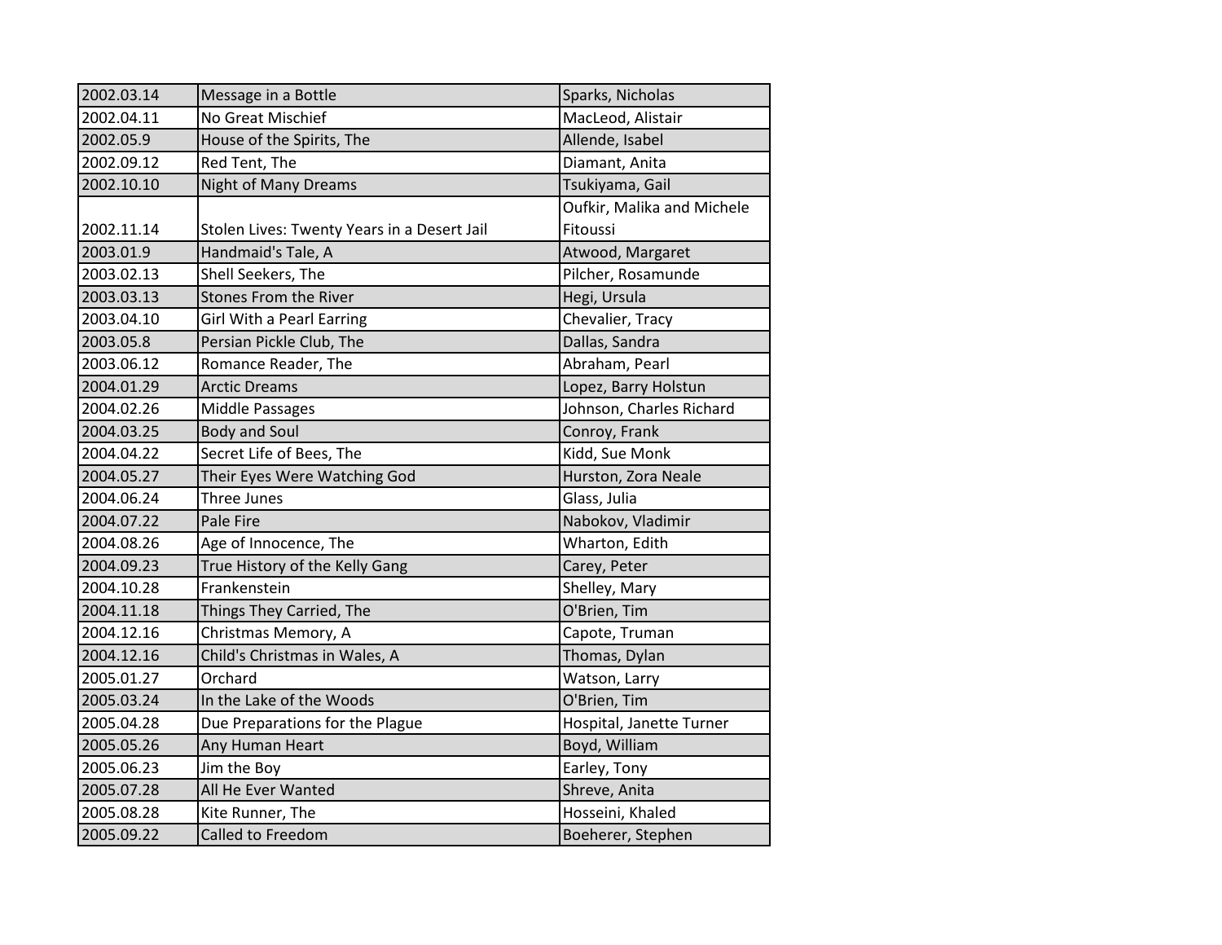| | | |
|---|---|---|
| 2002.03.14 | Message in a Bottle | Sparks, Nicholas |
| 2002.04.11 | No Great Mischief | MacLeod, Alistair |
| 2002.05.9 | House of the Spirits, The | Allende, Isabel |
| 2002.09.12 | Red Tent, The | Diamant, Anita |
| 2002.10.10 | Night of Many Dreams | Tsukiyama, Gail |
| 2002.11.14 | Stolen Lives: Twenty Years in a Desert Jail | Oufkir, Malika and Michele Fitoussi |
| 2003.01.9 | Handmaid's Tale, A | Atwood, Margaret |
| 2003.02.13 | Shell Seekers, The | Pilcher, Rosamunde |
| 2003.03.13 | Stones From the River | Hegi, Ursula |
| 2003.04.10 | Girl With a Pearl Earring | Chevalier, Tracy |
| 2003.05.8 | Persian Pickle Club, The | Dallas, Sandra |
| 2003.06.12 | Romance Reader, The | Abraham, Pearl |
| 2004.01.29 | Arctic Dreams | Lopez, Barry Holstun |
| 2004.02.26 | Middle Passages | Johnson, Charles Richard |
| 2004.03.25 | Body and Soul | Conroy, Frank |
| 2004.04.22 | Secret Life of Bees, The | Kidd, Sue Monk |
| 2004.05.27 | Their Eyes Were Watching God | Hurston, Zora Neale |
| 2004.06.24 | Three Junes | Glass, Julia |
| 2004.07.22 | Pale Fire | Nabokov, Vladimir |
| 2004.08.26 | Age of Innocence, The | Wharton, Edith |
| 2004.09.23 | True History of the Kelly Gang | Carey, Peter |
| 2004.10.28 | Frankenstein | Shelley, Mary |
| 2004.11.18 | Things They Carried, The | O'Brien, Tim |
| 2004.12.16 | Christmas Memory, A | Capote, Truman |
| 2004.12.16 | Child's Christmas in Wales, A | Thomas, Dylan |
| 2005.01.27 | Orchard | Watson, Larry |
| 2005.03.24 | In the Lake of the Woods | O'Brien, Tim |
| 2005.04.28 | Due Preparations for the Plague | Hospital, Janette Turner |
| 2005.05.26 | Any Human Heart | Boyd, William |
| 2005.06.23 | Jim the Boy | Earley, Tony |
| 2005.07.28 | All He Ever Wanted | Shreve, Anita |
| 2005.08.28 | Kite Runner, The | Hosseini, Khaled |
| 2005.09.22 | Called to Freedom | Boeherer, Stephen |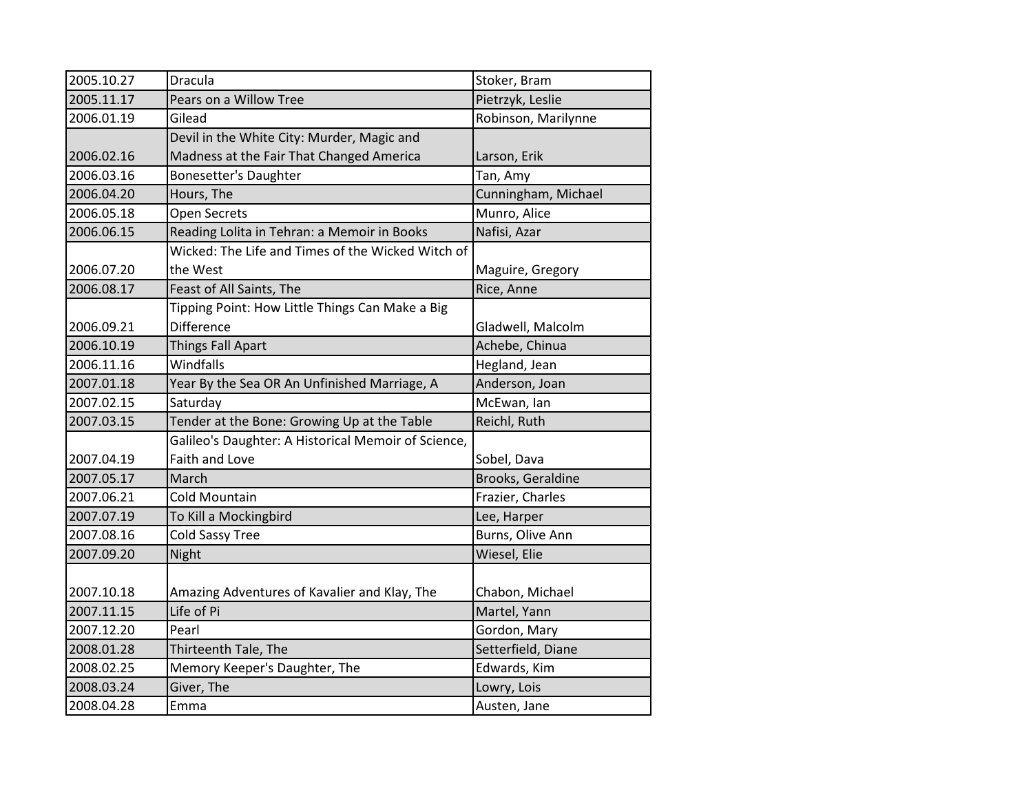| | | |
|---|---|---|
| 2005.10.27 | Dracula | Stoker, Bram |
| 2005.11.17 | Pears on a Willow Tree | Pietrzyk, Leslie |
| 2006.01.19 | Gilead | Robinson, Marilynne |
| 2006.02.16 | Devil in the White City: Murder, Magic and Madness at the Fair That Changed America | Larson, Erik |
| 2006.03.16 | Bonesetter's Daughter | Tan, Amy |
| 2006.04.20 | Hours, The | Cunningham, Michael |
| 2006.05.18 | Open Secrets | Munro, Alice |
| 2006.06.15 | Reading Lolita in Tehran: a Memoir in Books | Nafisi, Azar |
| 2006.07.20 | Wicked: The Life and Times of the Wicked Witch of the West | Maguire, Gregory |
| 2006.08.17 | Feast of All Saints, The | Rice, Anne |
| 2006.09.21 | Tipping Point: How Little Things Can Make a Big Difference | Gladwell, Malcolm |
| 2006.10.19 | Things Fall Apart | Achebe, Chinua |
| 2006.11.16 | Windfalls | Hegland, Jean |
| 2007.01.18 | Year By the Sea OR An Unfinished Marriage, A | Anderson, Joan |
| 2007.02.15 | Saturday | McEwan, Ian |
| 2007.03.15 | Tender at the Bone: Growing Up at the Table | Reichl, Ruth |
| 2007.04.19 | Galileo's Daughter: A Historical Memoir of Science, Faith and Love | Sobel, Dava |
| 2007.05.17 | March | Brooks, Geraldine |
| 2007.06.21 | Cold Mountain | Frazier, Charles |
| 2007.07.19 | To Kill a Mockingbird | Lee, Harper |
| 2007.08.16 | Cold Sassy Tree | Burns, Olive Ann |
| 2007.09.20 | Night | Wiesel, Elie |
| 2007.10.18 | Amazing Adventures of Kavalier and Klay, The | Chabon, Michael |
| 2007.11.15 | Life of Pi | Martel, Yann |
| 2007.12.20 | Pearl | Gordon, Mary |
| 2008.01.28 | Thirteenth Tale, The | Setterfield, Diane |
| 2008.02.25 | Memory Keeper's Daughter, The | Edwards, Kim |
| 2008.03.24 | Giver, The | Lowry, Lois |
| 2008.04.28 | Emma | Austen, Jane |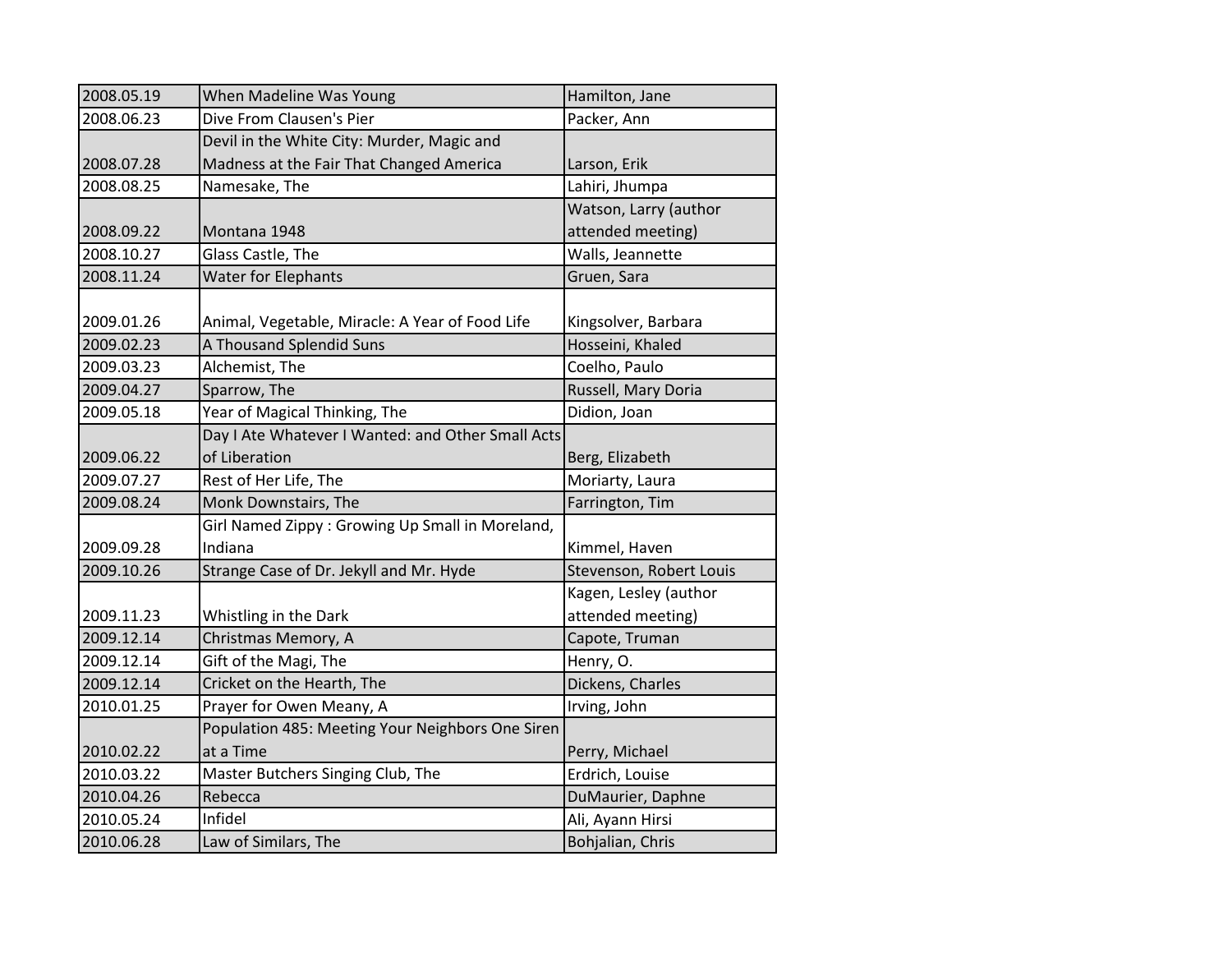| | | |
|---|---|---|
| 2008.05.19 | When Madeline Was Young | Hamilton, Jane |
| 2008.06.23 | Dive From Clausen's Pier | Packer, Ann |
| 2008.07.28 | Devil in the White City: Murder, Magic and Madness at the Fair That Changed America | Larson, Erik |
| 2008.08.25 | Namesake, The | Lahiri, Jhumpa |
| 2008.09.22 | Montana 1948 | Watson, Larry (author attended meeting) |
| 2008.10.27 | Glass Castle, The | Walls, Jeannette |
| 2008.11.24 | Water for Elephants | Gruen, Sara |
| 2009.01.26 | Animal, Vegetable, Miracle: A Year of Food Life | Kingsolver, Barbara |
| 2009.02.23 | A Thousand Splendid Suns | Hosseini, Khaled |
| 2009.03.23 | Alchemist, The | Coelho, Paulo |
| 2009.04.27 | Sparrow, The | Russell, Mary Doria |
| 2009.05.18 | Year of Magical Thinking, The | Didion, Joan |
| 2009.06.22 | Day I Ate Whatever I Wanted: and Other Small Acts of Liberation | Berg, Elizabeth |
| 2009.07.27 | Rest of Her Life, The | Moriarty, Laura |
| 2009.08.24 | Monk Downstairs, The | Farrington, Tim |
| 2009.09.28 | Girl Named Zippy : Growing Up Small in Moreland, Indiana | Kimmel, Haven |
| 2009.10.26 | Strange Case of Dr. Jekyll and Mr. Hyde | Stevenson, Robert Louis |
| 2009.11.23 | Whistling in the Dark | Kagen, Lesley (author attended meeting) |
| 2009.12.14 | Christmas Memory, A | Capote, Truman |
| 2009.12.14 | Gift of the Magi, The | Henry, O. |
| 2009.12.14 | Cricket on the Hearth, The | Dickens, Charles |
| 2010.01.25 | Prayer for Owen Meany, A | Irving, John |
| 2010.02.22 | Population 485: Meeting Your Neighbors One Siren at a Time | Perry, Michael |
| 2010.03.22 | Master Butchers Singing Club, The | Erdrich, Louise |
| 2010.04.26 | Rebecca | DuMaurier, Daphne |
| 2010.05.24 | Infidel | Ali, Ayann Hirsi |
| 2010.06.28 | Law of Similars, The | Bohjalian, Chris |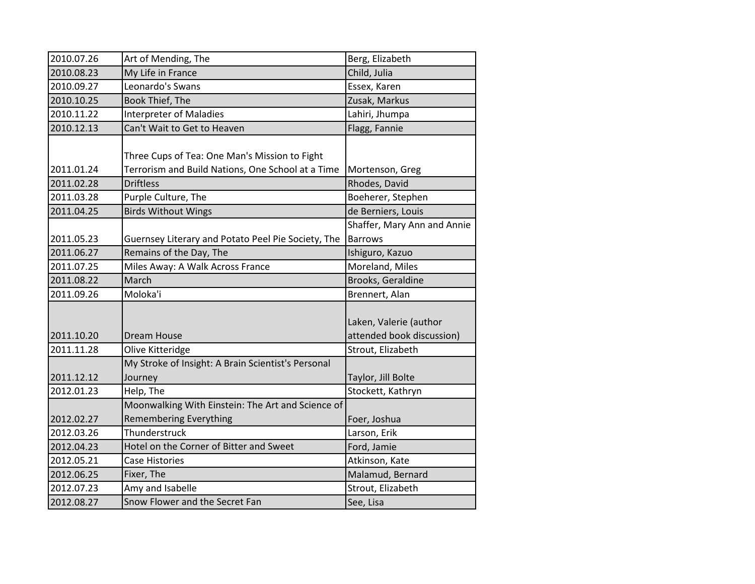| | | |
|---|---|---|
| 2010.07.26 | Art of Mending, The | Berg, Elizabeth |
| 2010.08.23 | My Life in France | Child, Julia |
| 2010.09.27 | Leonardo's Swans | Essex, Karen |
| 2010.10.25 | Book Thief, The | Zusak, Markus |
| 2010.11.22 | Interpreter of Maladies | Lahiri, Jhumpa |
| 2010.12.13 | Can't Wait to Get to Heaven | Flagg, Fannie |
| 2011.01.24 | Three Cups of Tea: One Man's Mission to Fight Terrorism and Build Nations, One School at a Time | Mortenson, Greg |
| 2011.02.28 | Driftless | Rhodes, David |
| 2011.03.28 | Purple Culture, The | Boeherer, Stephen |
| 2011.04.25 | Birds Without Wings | de Berniers, Louis |
| 2011.05.23 | Guernsey Literary and Potato Peel Pie Society, The | Shaffer, Mary Ann and Annie Barrows |
| 2011.06.27 | Remains of the Day, The | Ishiguro, Kazuo |
| 2011.07.25 | Miles Away: A Walk Across France | Moreland, Miles |
| 2011.08.22 | March | Brooks, Geraldine |
| 2011.09.26 | Moloka'i | Brennert, Alan |
| 2011.10.20 | Dream House | Laken, Valerie (author attended book discussion) |
| 2011.11.28 | Olive Kitteridge | Strout, Elizabeth |
| 2011.12.12 | My Stroke of Insight: A Brain Scientist's Personal Journey | Taylor, Jill Bolte |
| 2012.01.23 | Help, The | Stockett, Kathryn |
| 2012.02.27 | Moonwalking With Einstein: The Art and Science of Remembering Everything | Foer, Joshua |
| 2012.03.26 | Thunderstruck | Larson, Erik |
| 2012.04.23 | Hotel on the Corner of Bitter and Sweet | Ford, Jamie |
| 2012.05.21 | Case Histories | Atkinson, Kate |
| 2012.06.25 | Fixer, The | Malamud, Bernard |
| 2012.07.23 | Amy and Isabelle | Strout, Elizabeth |
| 2012.08.27 | Snow Flower and the Secret Fan | See, Lisa |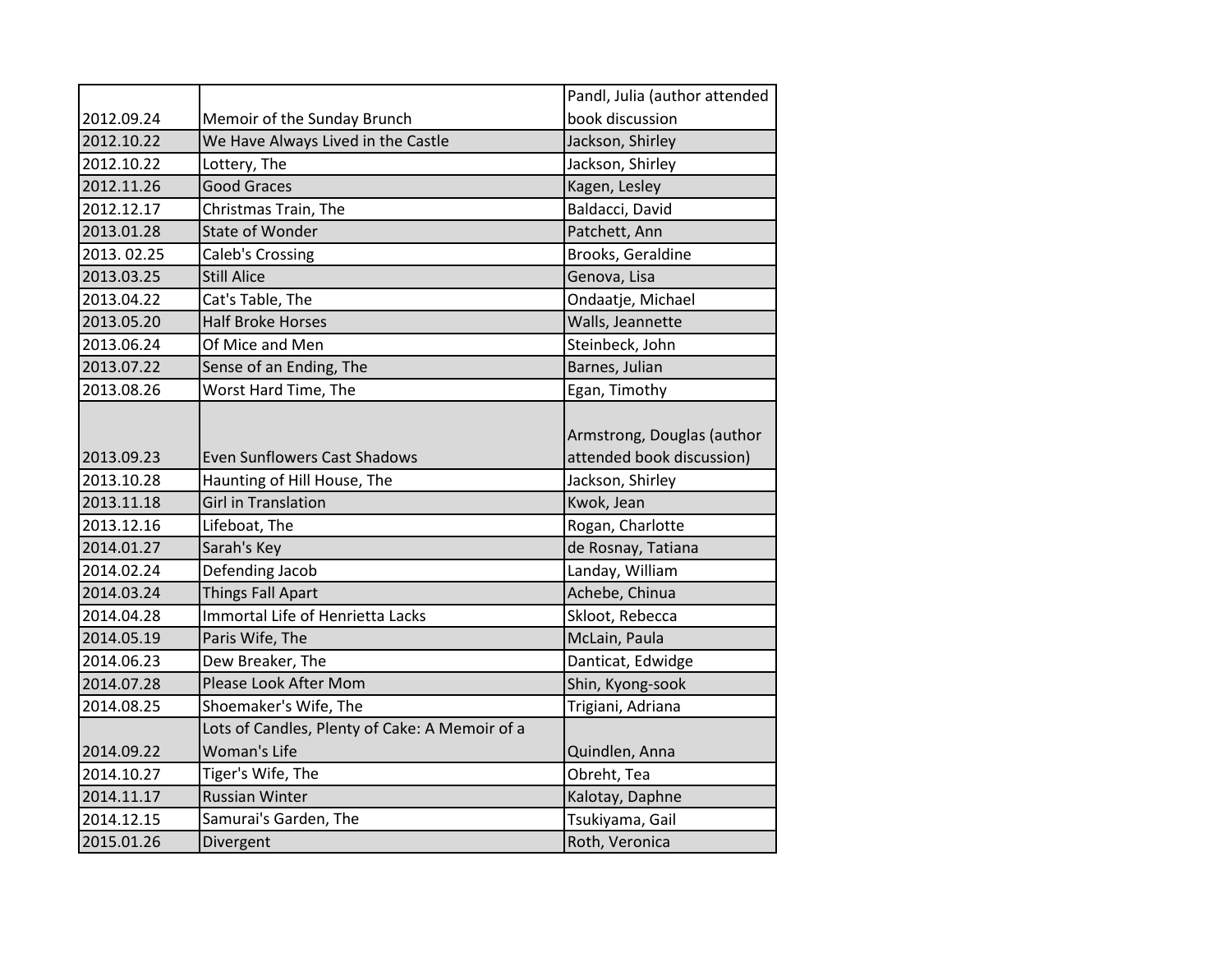| 2012.09.24 | Memoir of the Sunday Brunch | Pandl, Julia (author attended book discussion |
|---|---|---|
| 2012.10.22 | We Have Always Lived in the Castle | Jackson, Shirley |
| 2012.10.22 | Lottery, The | Jackson, Shirley |
| 2012.11.26 | Good Graces | Kagen, Lesley |
| 2012.12.17 | Christmas Train, The | Baldacci, David |
| 2013.01.28 | State of Wonder | Patchett, Ann |
| 2013. 02.25 | Caleb's Crossing | Brooks, Geraldine |
| 2013.03.25 | Still Alice | Genova, Lisa |
| 2013.04.22 | Cat's Table, The | Ondaatje, Michael |
| 2013.05.20 | Half Broke Horses | Walls, Jeannette |
| 2013.06.24 | Of Mice and Men | Steinbeck, John |
| 2013.07.22 | Sense of an Ending, The | Barnes, Julian |
| 2013.08.26 | Worst Hard Time, The | Egan, Timothy |
| 2013.09.23 | Even Sunflowers Cast Shadows | Armstrong, Douglas (author attended book discussion) |
| 2013.10.28 | Haunting of Hill House, The | Jackson, Shirley |
| 2013.11.18 | Girl in Translation | Kwok, Jean |
| 2013.12.16 | Lifeboat, The | Rogan, Charlotte |
| 2014.01.27 | Sarah's Key | de Rosnay, Tatiana |
| 2014.02.24 | Defending Jacob | Landay, William |
| 2014.03.24 | Things Fall Apart | Achebe, Chinua |
| 2014.04.28 | Immortal Life of Henrietta Lacks | Skloot, Rebecca |
| 2014.05.19 | Paris Wife, The | McLain, Paula |
| 2014.06.23 | Dew Breaker, The | Danticat, Edwidge |
| 2014.07.28 | Please Look After Mom | Shin, Kyong-sook |
| 2014.08.25 | Shoemaker's Wife, The | Trigiani, Adriana |
| 2014.09.22 | Lots of Candles, Plenty of Cake: A Memoir of a Woman's Life | Quindlen, Anna |
| 2014.10.27 | Tiger's Wife, The | Obreht, Tea |
| 2014.11.17 | Russian Winter | Kalotay, Daphne |
| 2014.12.15 | Samurai's Garden, The | Tsukiyama, Gail |
| 2015.01.26 | Divergent | Roth, Veronica |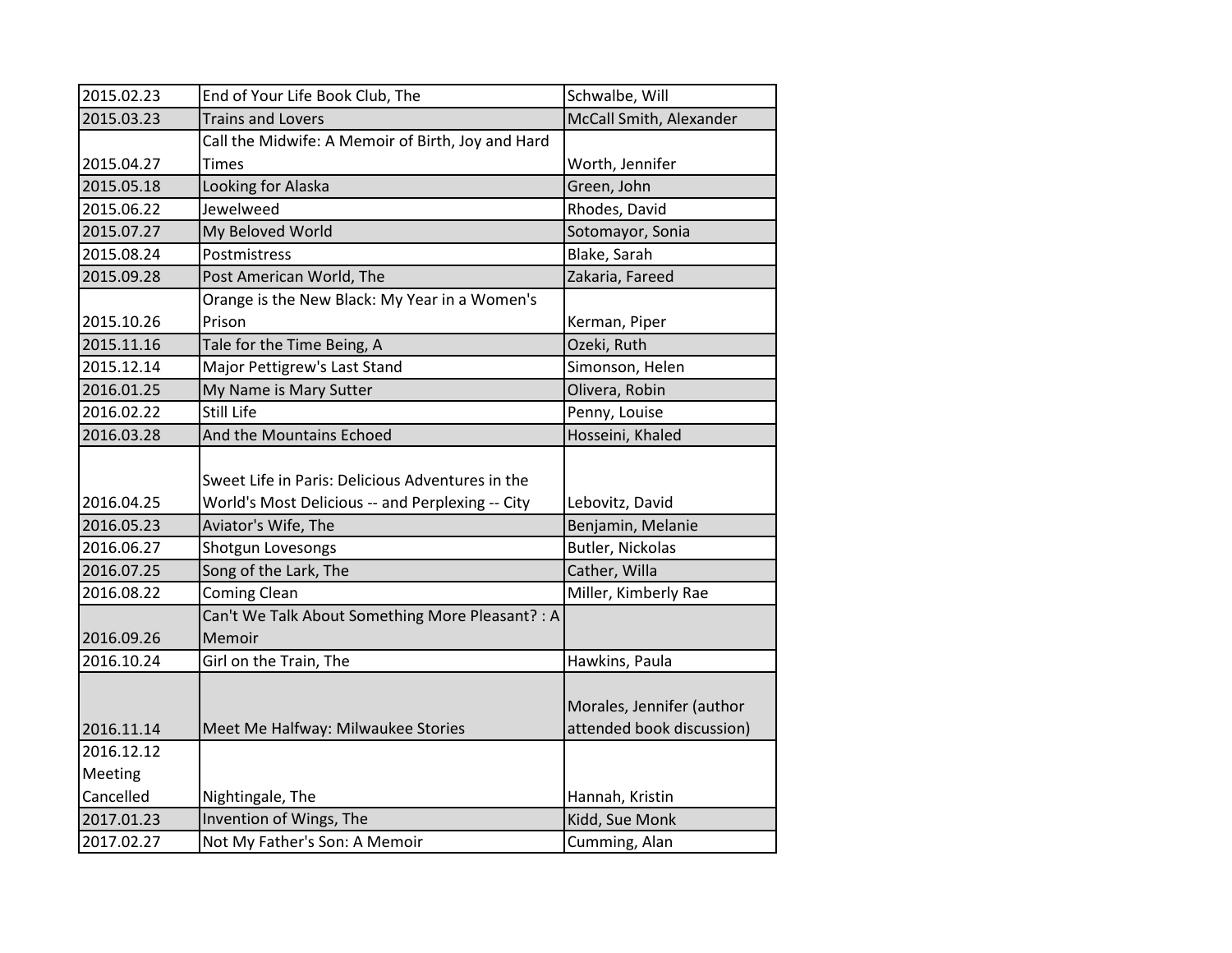| | | |
|---|---|---|
| 2015.02.23 | End of Your Life Book Club, The | Schwalbe, Will |
| 2015.03.23 | Trains and Lovers | McCall Smith, Alexander |
| 2015.04.27 | Call the Midwife: A Memoir of Birth, Joy and Hard Times | Worth, Jennifer |
| 2015.05.18 | Looking for Alaska | Green, John |
| 2015.06.22 | Jewelweed | Rhodes, David |
| 2015.07.27 | My Beloved World | Sotomayor, Sonia |
| 2015.08.24 | Postmistress | Blake, Sarah |
| 2015.09.28 | Post American World, The | Zakaria, Fareed |
| 2015.10.26 | Orange is the New Black: My Year in a Women's Prison | Kerman, Piper |
| 2015.11.16 | Tale for the Time Being, A | Ozeki, Ruth |
| 2015.12.14 | Major Pettigrew's Last Stand | Simonson, Helen |
| 2016.01.25 | My Name is Mary Sutter | Olivera, Robin |
| 2016.02.22 | Still Life | Penny, Louise |
| 2016.03.28 | And the Mountains Echoed | Hosseini, Khaled |
| 2016.04.25 | Sweet Life in Paris: Delicious Adventures in the World's Most Delicious -- and Perplexing -- City | Lebovitz, David |
| 2016.05.23 | Aviator's Wife, The | Benjamin, Melanie |
| 2016.06.27 | Shotgun Lovesongs | Butler, Nickolas |
| 2016.07.25 | Song of the Lark, The | Cather, Willa |
| 2016.08.22 | Coming Clean | Miller, Kimberly Rae |
| 2016.09.26 | Can't We Talk About Something More Pleasant? : A Memoir | |
| 2016.10.24 | Girl on the Train, The | Hawkins, Paula |
| 2016.11.14 | Meet Me Halfway: Milwaukee Stories | Morales, Jennifer (author attended book discussion) |
| 2016.12.12 Meeting Cancelled | Nightingale, The | Hannah, Kristin |
| 2017.01.23 | Invention of Wings, The | Kidd, Sue Monk |
| 2017.02.27 | Not My Father's Son: A Memoir | Cumming, Alan |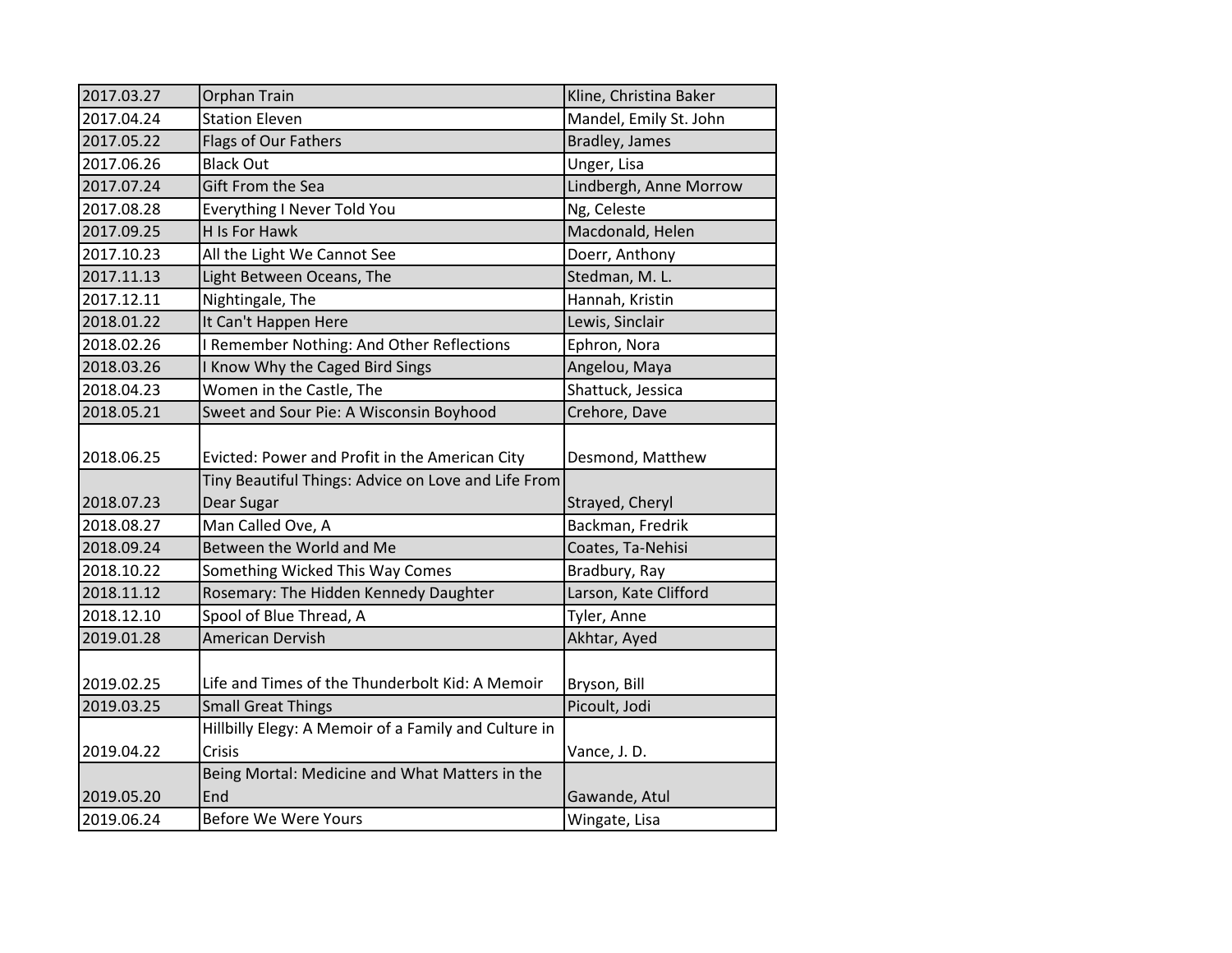| | | |
|---|---|---|
| 2017.03.27 | Orphan Train | Kline, Christina Baker |
| 2017.04.24 | Station Eleven | Mandel, Emily St. John |
| 2017.05.22 | Flags of Our Fathers | Bradley, James |
| 2017.06.26 | Black Out | Unger, Lisa |
| 2017.07.24 | Gift From the Sea | Lindbergh, Anne Morrow |
| 2017.08.28 | Everything I Never Told You | Ng, Celeste |
| 2017.09.25 | H Is For Hawk | Macdonald, Helen |
| 2017.10.23 | All the Light We Cannot See | Doerr, Anthony |
| 2017.11.13 | Light Between Oceans, The | Stedman, M. L. |
| 2017.12.11 | Nightingale, The | Hannah, Kristin |
| 2018.01.22 | It Can't Happen Here | Lewis, Sinclair |
| 2018.02.26 | I Remember Nothing: And Other Reflections | Ephron, Nora |
| 2018.03.26 | I Know Why the Caged Bird Sings | Angelou, Maya |
| 2018.04.23 | Women in the Castle, The | Shattuck, Jessica |
| 2018.05.21 | Sweet and Sour Pie: A Wisconsin Boyhood | Crehore, Dave |
| 2018.06.25 | Evicted: Power and Profit in the American City | Desmond, Matthew |
| 2018.07.23 | Tiny Beautiful Things: Advice on Love and Life From Dear Sugar | Strayed, Cheryl |
| 2018.08.27 | Man Called Ove, A | Backman, Fredrik |
| 2018.09.24 | Between the World and Me | Coates, Ta-Nehisi |
| 2018.10.22 | Something Wicked This Way Comes | Bradbury, Ray |
| 2018.11.12 | Rosemary: The Hidden Kennedy Daughter | Larson, Kate Clifford |
| 2018.12.10 | Spool of Blue Thread, A | Tyler, Anne |
| 2019.01.28 | American Dervish | Akhtar, Ayed |
| 2019.02.25 | Life and Times of the Thunderbolt Kid: A Memoir | Bryson, Bill |
| 2019.03.25 | Small Great Things | Picoult, Jodi |
| 2019.04.22 | Hillbilly Elegy: A Memoir of a Family and Culture in Crisis | Vance, J. D. |
| 2019.05.20 | Being Mortal: Medicine and What Matters in the End | Gawande, Atul |
| 2019.06.24 | Before We Were Yours | Wingate, Lisa |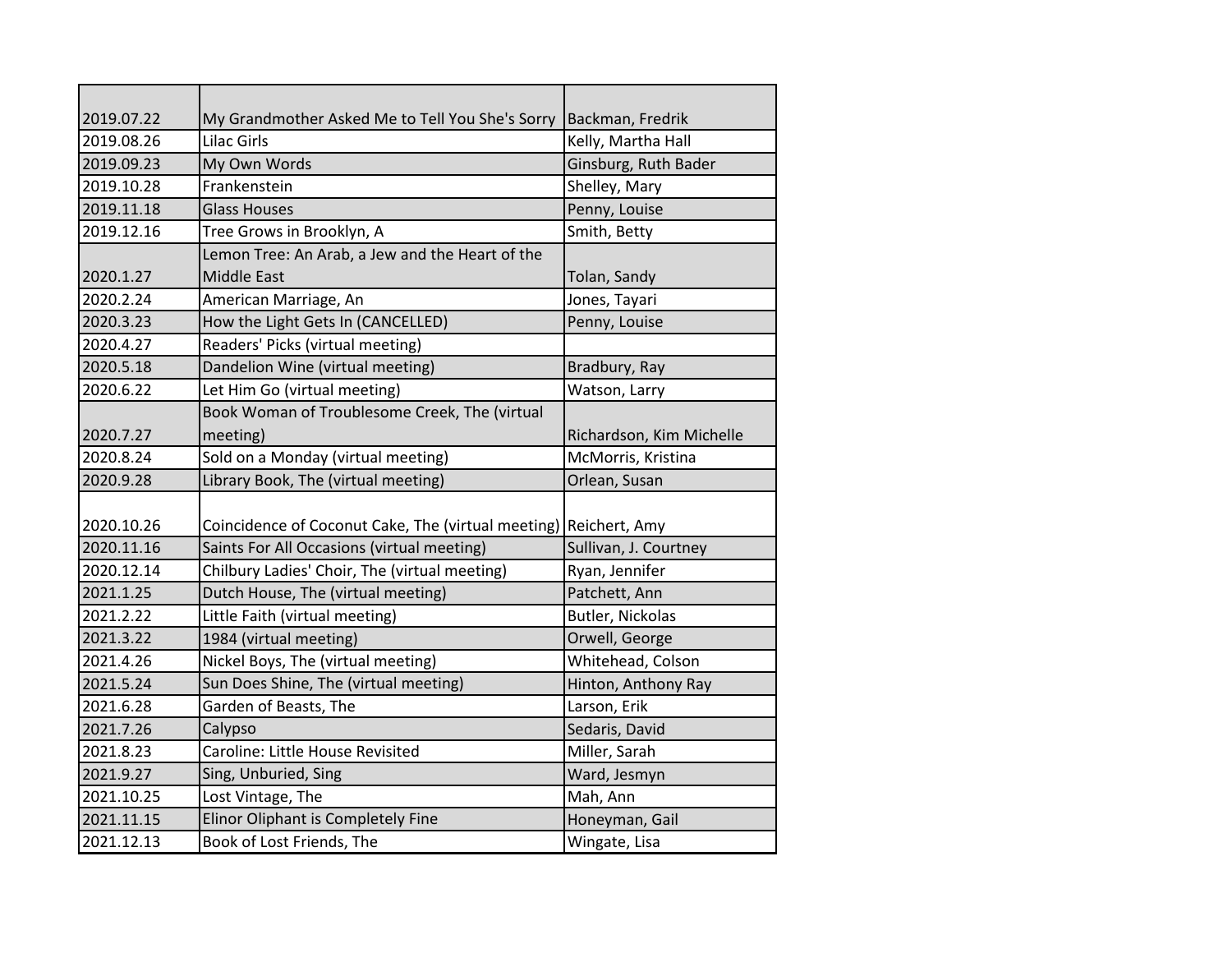| | | |
|---|---|---|
| 2019.07.22 | My Grandmother Asked Me to Tell You She's Sorry | Backman, Fredrik |
| 2019.08.26 | Lilac Girls | Kelly, Martha Hall |
| 2019.09.23 | My Own Words | Ginsburg, Ruth Bader |
| 2019.10.28 | Frankenstein | Shelley, Mary |
| 2019.11.18 | Glass Houses | Penny, Louise |
| 2019.12.16 | Tree Grows in Brooklyn, A | Smith, Betty |
| 2020.1.27 | Lemon Tree: An Arab, a Jew and the Heart of the Middle East | Tolan, Sandy |
| 2020.2.24 | American Marriage, An | Jones, Tayari |
| 2020.3.23 | How the Light Gets In (CANCELLED) | Penny, Louise |
| 2020.4.27 | Readers' Picks (virtual meeting) | |
| 2020.5.18 | Dandelion Wine (virtual meeting) | Bradbury, Ray |
| 2020.6.22 | Let Him Go (virtual meeting) | Watson, Larry |
| 2020.7.27 | Book Woman of Troublesome Creek, The (virtual meeting) | Richardson, Kim Michelle |
| 2020.8.24 | Sold on a Monday (virtual meeting) | McMorris, Kristina |
| 2020.9.28 | Library Book, The (virtual meeting) | Orlean, Susan |
| 2020.10.26 | Coincidence of Coconut Cake, The (virtual meeting) | Reichert, Amy |
| 2020.11.16 | Saints For All Occasions (virtual meeting) | Sullivan, J. Courtney |
| 2020.12.14 | Chilbury Ladies' Choir, The (virtual meeting) | Ryan, Jennifer |
| 2021.1.25 | Dutch House, The (virtual meeting) | Patchett, Ann |
| 2021.2.22 | Little Faith (virtual meeting) | Butler, Nickolas |
| 2021.3.22 | 1984 (virtual meeting) | Orwell, George |
| 2021.4.26 | Nickel Boys, The (virtual meeting) | Whitehead, Colson |
| 2021.5.24 | Sun Does Shine, The (virtual meeting) | Hinton, Anthony Ray |
| 2021.6.28 | Garden of Beasts, The | Larson, Erik |
| 2021.7.26 | Calypso | Sedaris, David |
| 2021.8.23 | Caroline: Little House Revisited | Miller, Sarah |
| 2021.9.27 | Sing, Unburied, Sing | Ward, Jesmyn |
| 2021.10.25 | Lost Vintage, The | Mah, Ann |
| 2021.11.15 | Elinor Oliphant is Completely Fine | Honeyman, Gail |
| 2021.12.13 | Book of Lost Friends, The | Wingate, Lisa |